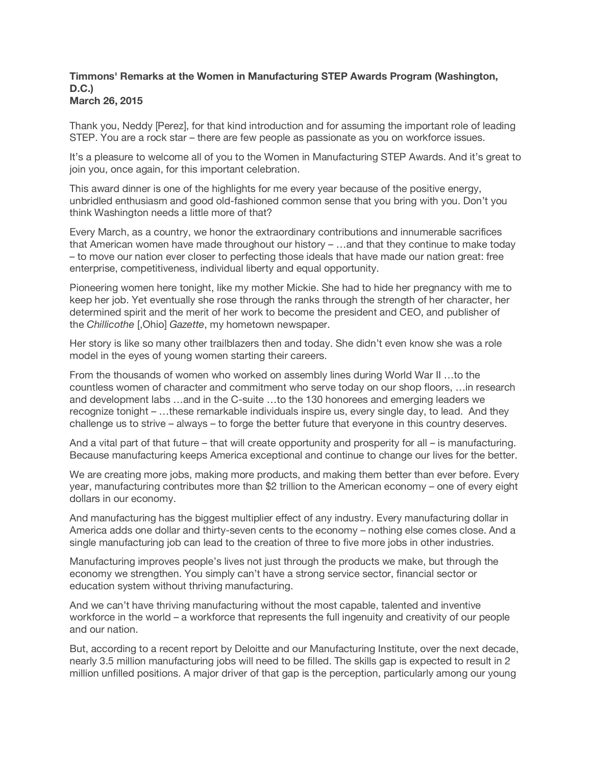**Timmons' Remarks at the Women in Manufacturing STEP Awards Program (Washington, D.C.)**
**March 26, 2015**

Thank you, Neddy [Perez], for that kind introduction and for assuming the important role of leading STEP. You are a rock star – there are few people as passionate as you on workforce issues.

It's a pleasure to welcome all of you to the Women in Manufacturing STEP Awards. And it's great to join you, once again, for this important celebration.

This award dinner is one of the highlights for me every year because of the positive energy, unbridled enthusiasm and good old-fashioned common sense that you bring with you. Don't you think Washington needs a little more of that?

Every March, as a country, we honor the extraordinary contributions and innumerable sacrifices that American women have made throughout our history – …and that they continue to make today – to move our nation ever closer to perfecting those ideals that have made our nation great: free enterprise, competitiveness, individual liberty and equal opportunity.

Pioneering women here tonight, like my mother Mickie. She had to hide her pregnancy with me to keep her job. Yet eventually she rose through the ranks through the strength of her character, her determined spirit and the merit of her work to become the president and CEO, and publisher of the *Chillicothe* [,Ohio] *Gazette*, my hometown newspaper.

Her story is like so many other trailblazers then and today. She didn't even know she was a role model in the eyes of young women starting their careers.

From the thousands of women who worked on assembly lines during World War II …to the countless women of character and commitment who serve today on our shop floors, …in research and development labs …and in the C-suite …to the 130 honorees and emerging leaders we recognize tonight – …these remarkable individuals inspire us, every single day, to lead. And they challenge us to strive – always – to forge the better future that everyone in this country deserves.

And a vital part of that future – that will create opportunity and prosperity for all – is manufacturing. Because manufacturing keeps America exceptional and continue to change our lives for the better.

We are creating more jobs, making more products, and making them better than ever before. Every year, manufacturing contributes more than $2 trillion to the American economy – one of every eight dollars in our economy.

And manufacturing has the biggest multiplier effect of any industry. Every manufacturing dollar in America adds one dollar and thirty-seven cents to the economy – nothing else comes close. And a single manufacturing job can lead to the creation of three to five more jobs in other industries.

Manufacturing improves people's lives not just through the products we make, but through the economy we strengthen. You simply can't have a strong service sector, financial sector or education system without thriving manufacturing.

And we can't have thriving manufacturing without the most capable, talented and inventive workforce in the world – a workforce that represents the full ingenuity and creativity of our people and our nation.

But, according to a recent report by Deloitte and our Manufacturing Institute, over the next decade, nearly 3.5 million manufacturing jobs will need to be filled. The skills gap is expected to result in 2 million unfilled positions. A major driver of that gap is the perception, particularly among our young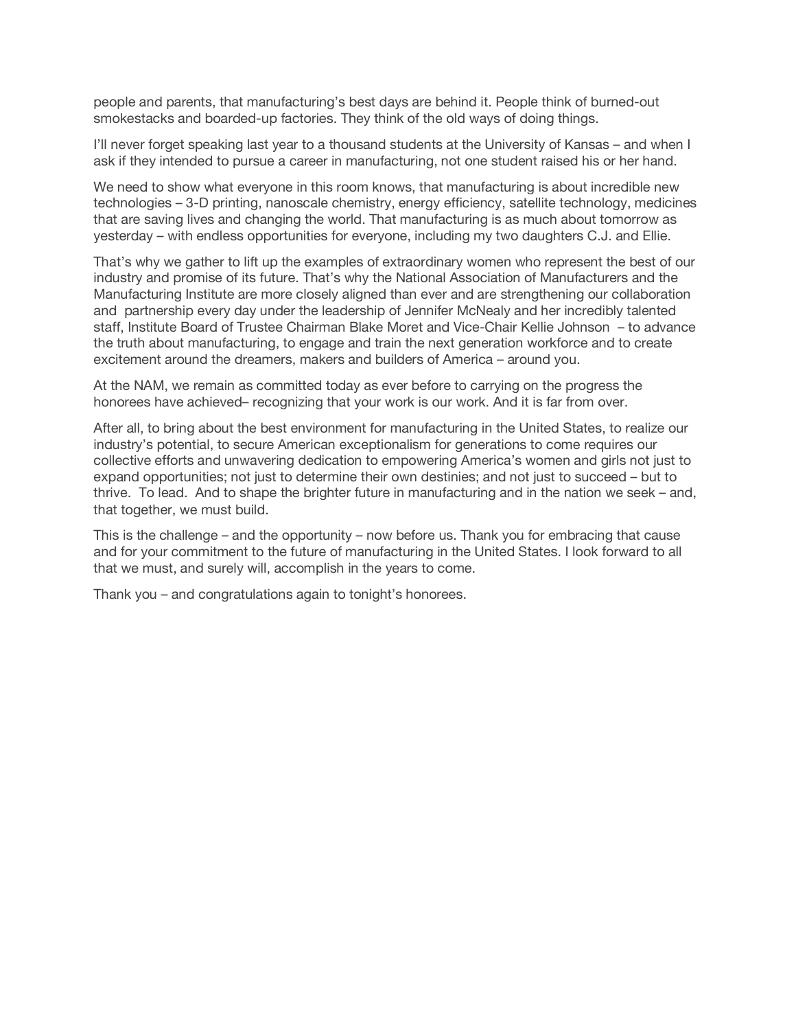people and parents, that manufacturing's best days are behind it. People think of burned-out smokestacks and boarded-up factories. They think of the old ways of doing things.

I'll never forget speaking last year to a thousand students at the University of Kansas – and when I ask if they intended to pursue a career in manufacturing, not one student raised his or her hand.

We need to show what everyone in this room knows, that manufacturing is about incredible new technologies – 3-D printing, nanoscale chemistry, energy efficiency, satellite technology, medicines that are saving lives and changing the world. That manufacturing is as much about tomorrow as yesterday – with endless opportunities for everyone, including my two daughters C.J. and Ellie.

That's why we gather to lift up the examples of extraordinary women who represent the best of our industry and promise of its future. That's why the National Association of Manufacturers and the Manufacturing Institute are more closely aligned than ever and are strengthening our collaboration and partnership every day under the leadership of Jennifer McNealy and her incredibly talented staff, Institute Board of Trustee Chairman Blake Moret and Vice-Chair Kellie Johnson – to advance the truth about manufacturing, to engage and train the next generation workforce and to create excitement around the dreamers, makers and builders of America – around you.

At the NAM, we remain as committed today as ever before to carrying on the progress the honorees have achieved– recognizing that your work is our work. And it is far from over.

After all, to bring about the best environment for manufacturing in the United States, to realize our industry's potential, to secure American exceptionalism for generations to come requires our collective efforts and unwavering dedication to empowering America's women and girls not just to expand opportunities; not just to determine their own destinies; and not just to succeed – but to thrive. To lead. And to shape the brighter future in manufacturing and in the nation we seek – and, that together, we must build.

This is the challenge – and the opportunity – now before us. Thank you for embracing that cause and for your commitment to the future of manufacturing in the United States. I look forward to all that we must, and surely will, accomplish in the years to come.

Thank you – and congratulations again to tonight's honorees.